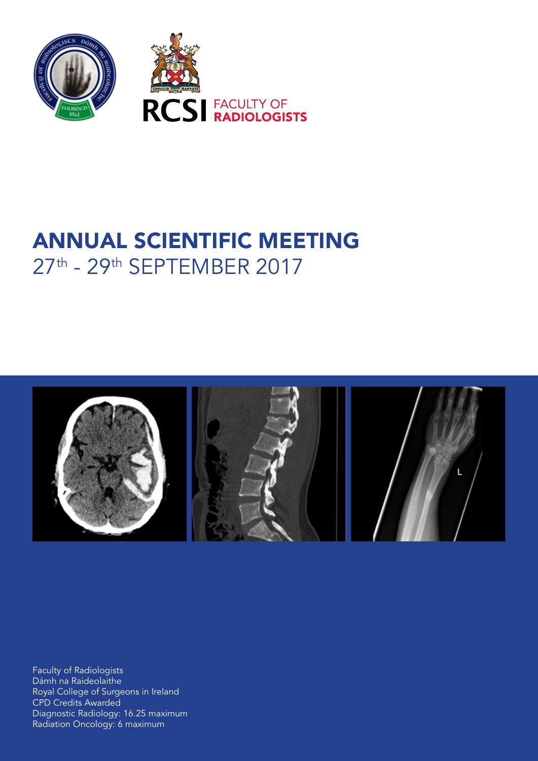RCSI FACULTY OF RADIOLOGISTS

# ANNUAL SCIENTIFIC MEETING

## 27th - 29th SEPTEMBER 2017

Faculty of Radiologists
Dámh na Raideolaithe
Royal College of Surgeons in Ireland
CPD Credits Awarded
Diagnostic Radiology: 16.25 maximum
Radiation Oncology: 6 maximum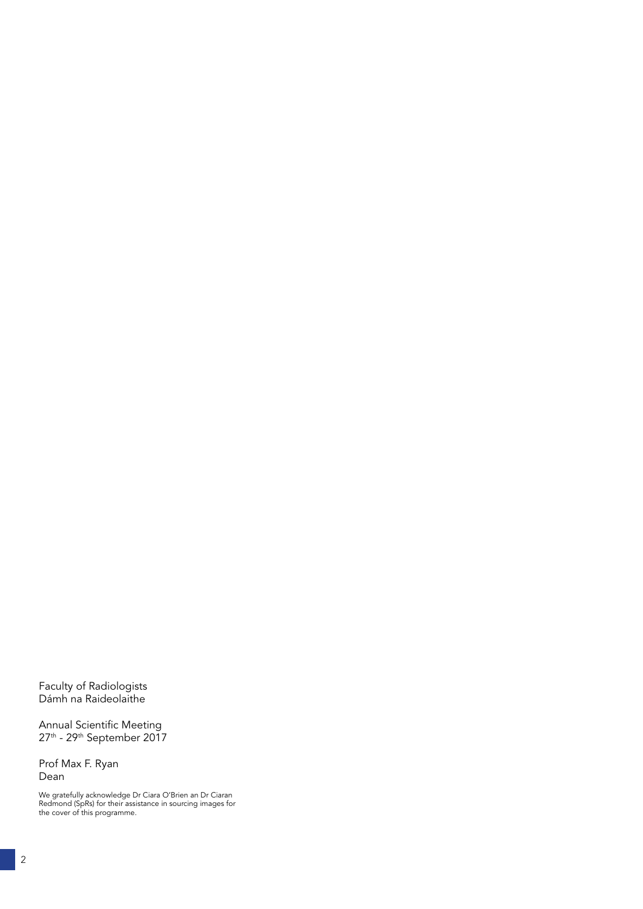Faculty of Radiologists
Dámh na Raideolaithe

Annual Scientific Meeting
27th - 29th September 2017

Prof Max F. Ryan
Dean

We gratefully acknowledge Dr Ciara O'Brien an Dr Ciaran Redmond (SpRs) for their assistance in sourcing images for the cover of this programme.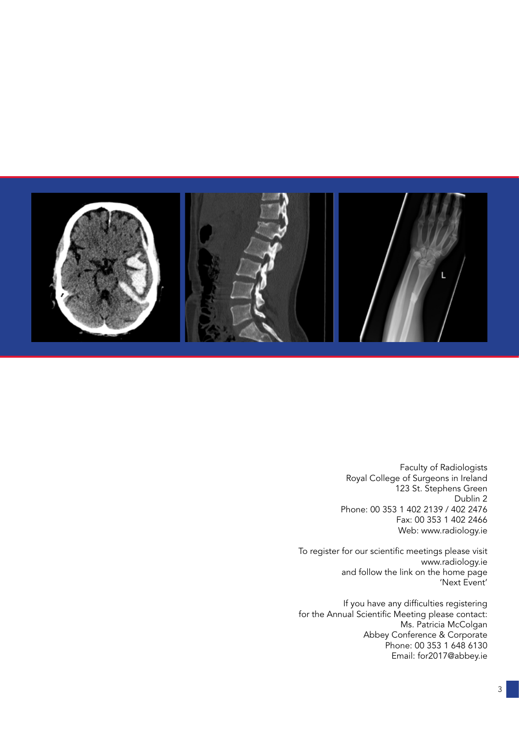Faculty of Radiologists
Royal College of Surgeons in Ireland
123 St. Stephens Green
Dublin 2
Phone: 00 353 1 402 2139 / 402 2476
Fax: 00 353 1 402 2466
Web: www.radiology.ie

To register for our scientific meetings please visit
www.radiology.ie
and follow the link on the home page
'Next Event'

If you have any difficulties registering
for the Annual Scientific Meeting please contact:
Ms. Patricia McColgan
Abbey Conference & Corporate
Phone: 00 353 1 648 6130
Email: for2017@abbey.ie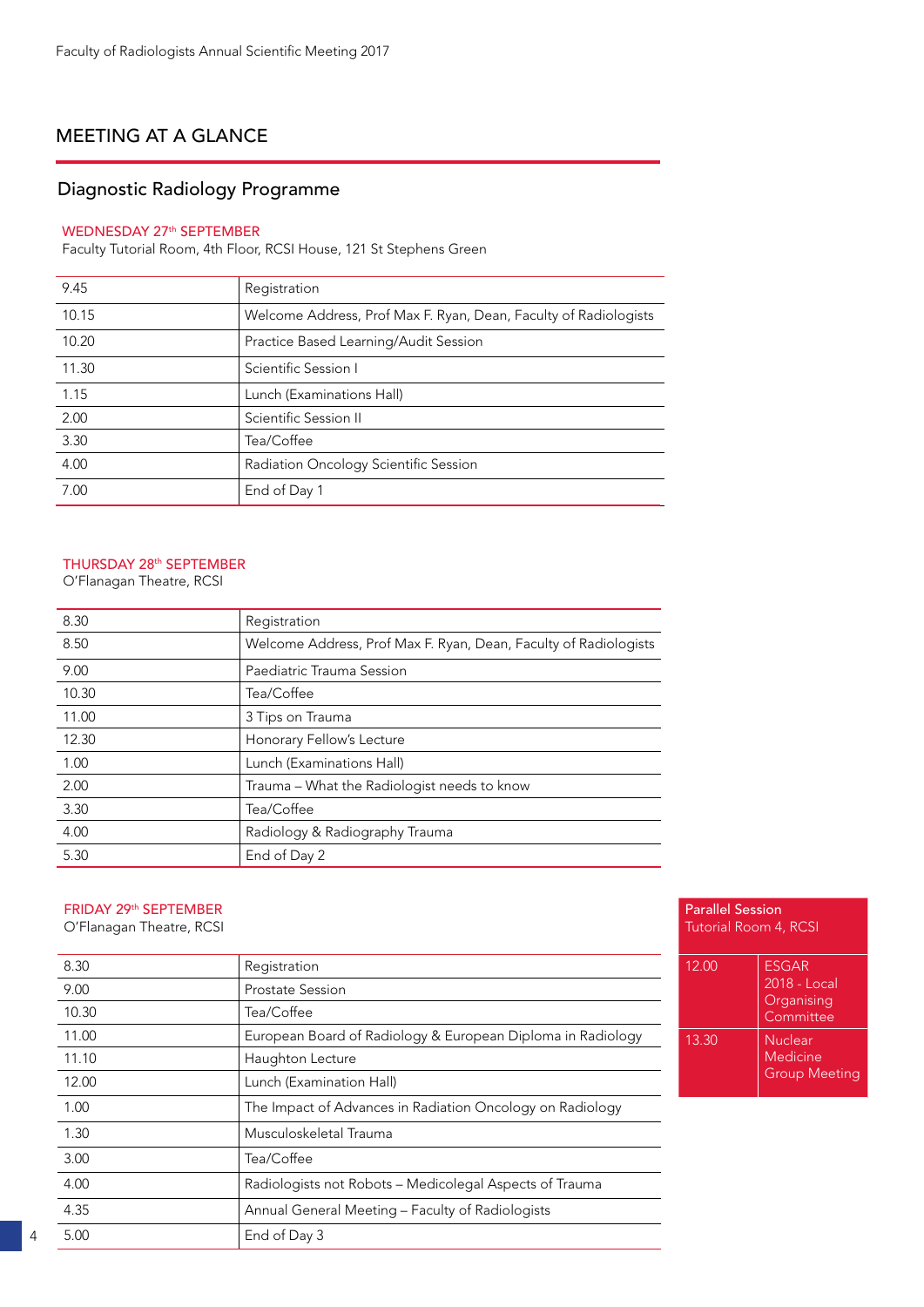## MEETING AT A GLANCE

### Diagnostic Radiology Programme

**WEDNESDAY 27th SEPTEMBER**
Faculty Tutorial Room, 4th Floor, RCSI House, 121 St Stephens Green

| | |
|---|---|
| 9.45 | Registration |
| 10.15 | Welcome Address, Prof Max F. Ryan, Dean, Faculty of Radiologists |
| 10.20 | Practice Based Learning/Audit Session |
| 11.30 | Scientific Session I |
| 1.15 | Lunch (Examinations Hall) |
| 2.00 | Scientific Session II |
| 3.30 | Tea/Coffee |
| 4.00 | Radiation Oncology Scientific Session |
| 7.00 | End of Day 1 |

**THURSDAY 28th SEPTEMBER**
O'Flanagan Theatre, RCSI

| | |
|---|---|
| 8.30 | Registration |
| 8.50 | Welcome Address, Prof Max F. Ryan, Dean, Faculty of Radiologists |
| 9.00 | Paediatric Trauma Session |
| 10.30 | Tea/Coffee |
| 11.00 | 3 Tips on Trauma |
| 12.30 | Honorary Fellow's Lecture |
| 1.00 | Lunch (Examinations Hall) |
| 2.00 | Trauma – What the Radiologist needs to know |
| 3.30 | Tea/Coffee |
| 4.00 | Radiology & Radiography Trauma |
| 5.30 | End of Day 2 |

**FRIDAY 29th SEPTEMBER**
O'Flanagan Theatre, RCSI

| | |
|---|---|
| 8.30 | Registration |
| 9.00 | Prostate Session |
| 10.30 | Tea/Coffee |
| 11.00 | European Board of Radiology & European Diploma in Radiology |
| 11.10 | Haughton Lecture |
| 12.00 | Lunch (Examination Hall) |
| 1.00 | The Impact of Advances in Radiation Oncology on Radiology |
| 1.30 | Musculoskeletal Trauma |
| 3.00 | Tea/Coffee |
| 4.00 | Radiologists not Robots – Medicolegal Aspects of Trauma |
| 4.35 | Annual General Meeting – Faculty of Radiologists |
| 5.00 | End of Day 3 |

**Parallel Session**
Tutorial Room 4, RCSI

| | |
|---|---|
| 12.00 | ESGAR 2018 - Local Organising Committee |
| 13.30 | Nuclear Medicine Group Meeting |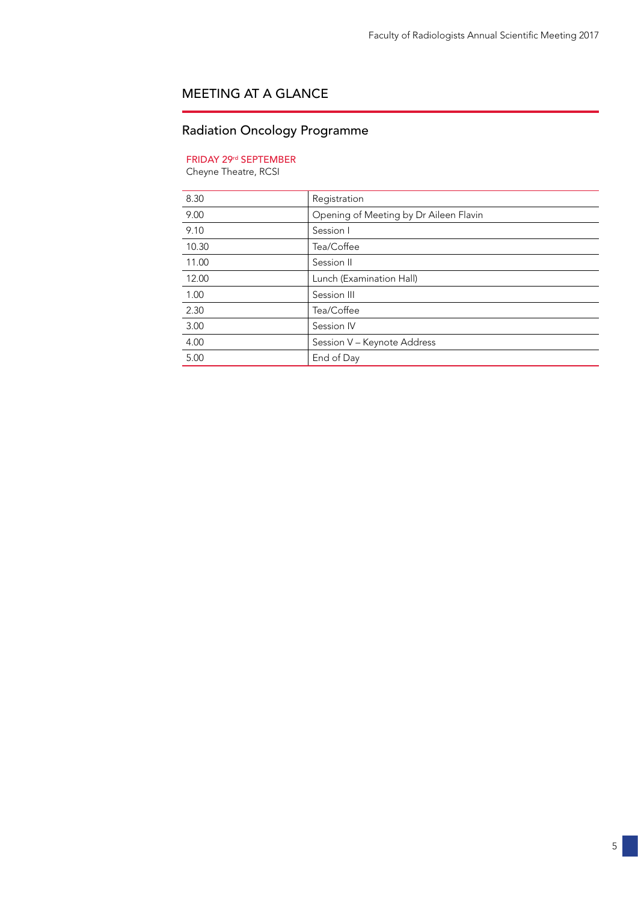# MEETING AT A GLANCE

## Radiation Oncology Programme

**FRIDAY 29rd SEPTEMBER**
Cheyne Theatre, RCSI

| | |
|---|---|
| 8.30 | Registration |
| 9.00 | Opening of Meeting by Dr Aileen Flavin |
| 9.10 | Session I |
| 10.30 | Tea/Coffee |
| 11.00 | Session II |
| 12.00 | Lunch (Examination Hall) |
| 1.00 | Session III |
| 2.30 | Tea/Coffee |
| 3.00 | Session IV |
| 4.00 | Session V – Keynote Address |
| 5.00 | End of Day |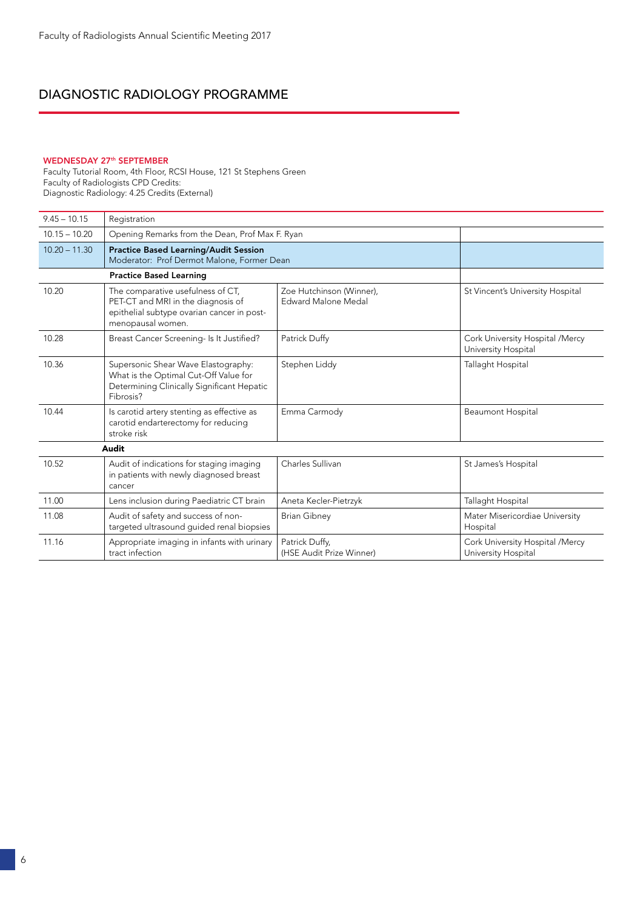## DIAGNOSTIC RADIOLOGY PROGRAMME

**WEDNESDAY 27th SEPTEMBER**

Faculty Tutorial Room, 4th Floor, RCSI House, 121 St Stephens Green
Faculty of Radiologists CPD Credits:
Diagnostic Radiology: 4.25 Credits (External)

| | | | |
|---|---|---|---|
| 9.45 – 10.15 | Registration | | |
| 10.15 – 10.20 | Opening Remarks from the Dean, Prof Max F. Ryan | | |
| 10.20 – 11.30 | **Practice Based Learning/Audit Session**<br>Moderator: Prof Dermot Malone, Former Dean | | |
| | **Practice Based Learning** | | |
| 10.20 | The comparative usefulness of CT, PET-CT and MRI in the diagnosis of epithelial subtype ovarian cancer in post-menopausal women. | Zoe Hutchinson (Winner), Edward Malone Medal | St Vincent's University Hospital |
| 10.28 | Breast Cancer Screening- Is It Justified? | Patrick Duffy | Cork University Hospital /Mercy University Hospital |
| 10.36 | Supersonic Shear Wave Elastography: What is the Optimal Cut-Off Value for Determining Clinically Significant Hepatic Fibrosis? | Stephen Liddy | Tallaght Hospital |
| 10.44 | Is carotid artery stenting as effective as carotid endarterectomy for reducing stroke risk | Emma Carmody | Beaumont Hospital |
| | **Audit** | | |
| 10.52 | Audit of indications for staging imaging in patients with newly diagnosed breast cancer | Charles Sullivan | St James's Hospital |
| 11.00 | Lens inclusion during Paediatric CT brain | Aneta Kecler-Pietrzyk | Tallaght Hospital |
| 11.08 | Audit of safety and success of non-targeted ultrasound guided renal biopsies | Brian Gibney | Mater Misericordiae University Hospital |
| 11.16 | Appropriate imaging in infants with urinary tract infection | Patrick Duffy, (HSE Audit Prize Winner) | Cork University Hospital /Mercy University Hospital |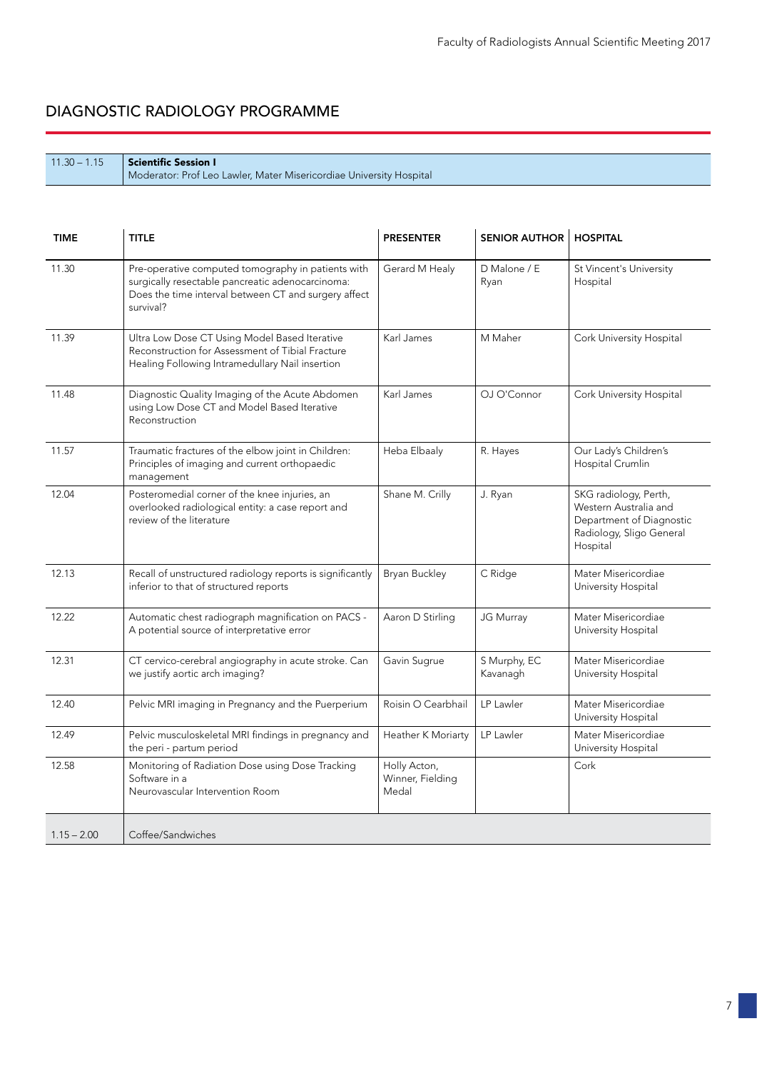## DIAGNOSTIC RADIOLOGY PROGRAMME

| 11.30 – 1.15 | **Scientific Session I**<br>Moderator: Prof Leo Lawler, Mater Misericordiae University Hospital |
|---|---|

| TIME | TITLE | PRESENTER | SENIOR AUTHOR | HOSPITAL |
|---|---|---|---|---|
| 11.30 | Pre-operative computed tomography in patients with surgically resectable pancreatic adenocarcinoma: Does the time interval between CT and surgery affect survival? | Gerard M Healy | D Malone / E Ryan | St Vincent's University Hospital |
| 11.39 | Ultra Low Dose CT Using Model Based Iterative Reconstruction for Assessment of Tibial Fracture Healing Following Intramedullary Nail insertion | Karl James | M Maher | Cork University Hospital |
| 11.48 | Diagnostic Quality Imaging of the Acute Abdomen using Low Dose CT and Model Based Iterative Reconstruction | Karl James | OJ O'Connor | Cork University Hospital |
| 11.57 | Traumatic fractures of the elbow joint in Children: Principles of imaging and current orthopaedic management | Heba Elbaaly | R. Hayes | Our Lady's Children's Hospital Crumlin |
| 12.04 | Posteromedial corner of the knee injuries, an overlooked radiological entity: a case report and review of the literature | Shane M. Crilly | J. Ryan | SKG radiology, Perth, Western Australia and Department of Diagnostic Radiology, Sligo General Hospital |
| 12.13 | Recall of unstructured radiology reports is significantly inferior to that of structured reports | Bryan Buckley | C Ridge | Mater Misericordiae University Hospital |
| 12.22 | Automatic chest radiograph magnification on PACS - A potential source of interpretative error | Aaron D Stirling | JG Murray | Mater Misericordiae University Hospital |
| 12.31 | CT cervico-cerebral angiography in acute stroke. Can we justify aortic arch imaging? | Gavin Sugrue | S Murphy, EC Kavanagh | Mater Misericordiae University Hospital |
| 12.40 | Pelvic MRI imaging in Pregnancy and the Puerperium | Roisin O Cearbhail | LP Lawler | Mater Misericordiae University Hospital |
| 12.49 | Pelvic musculoskeletal MRI findings in pregnancy and the peri - partum period | Heather K Moriarty | LP Lawler | Mater Misericordiae University Hospital |
| 12.58 | Monitoring of Radiation Dose using Dose Tracking Software in a Neurovascular Intervention Room | Holly Acton, Winner, Fielding Medal | | Cork |
| 1.15 – 2.00 | Coffee/Sandwiches | | | |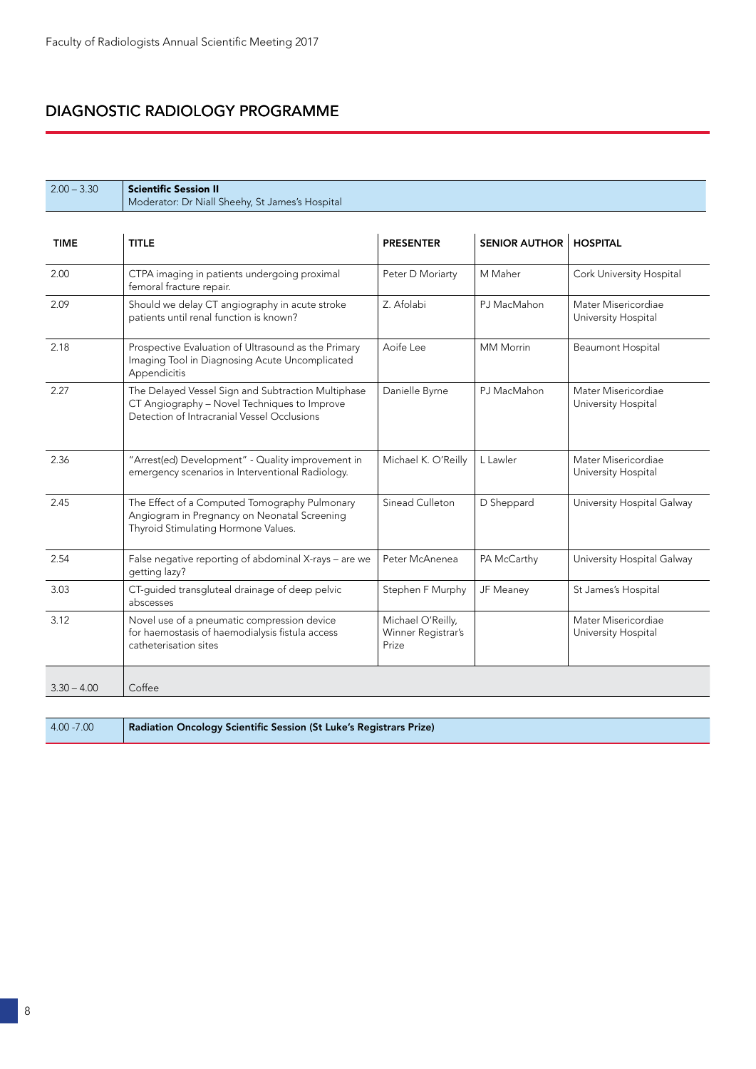## DIAGNOSTIC RADIOLOGY PROGRAMME

| 2.00 – 3.30 | **Scientific Session II** Moderator: Dr Niall Sheehy, St James's Hospital |
|---|---|

| TIME | TITLE | PRESENTER | SENIOR AUTHOR | HOSPITAL |
|---|---|---|---|---|
| 2.00 | CTPA imaging in patients undergoing proximal femoral fracture repair. | Peter D Moriarty | M Maher | Cork University Hospital |
| 2.09 | Should we delay CT angiography in acute stroke patients until renal function is known? | Z. Afolabi | PJ MacMahon | Mater Misericordiae University Hospital |
| 2.18 | Prospective Evaluation of Ultrasound as the Primary Imaging Tool in Diagnosing Acute Uncomplicated Appendicitis | Aoife Lee | MM Morrin | Beaumont Hospital |
| 2.27 | The Delayed Vessel Sign and Subtraction Multiphase CT Angiography – Novel Techniques to Improve Detection of Intracranial Vessel Occlusions | Danielle Byrne | PJ MacMahon | Mater Misericordiae University Hospital |
| 2.36 | "Arrest(ed) Development" - Quality improvement in emergency scenarios in Interventional Radiology. | Michael K. O'Reilly | L Lawler | Mater Misericordiae University Hospital |
| 2.45 | The Effect of a Computed Tomography Pulmonary Angiogram in Pregnancy on Neonatal Screening Thyroid Stimulating Hormone Values. | Sinead Culleton | D Sheppard | University Hospital Galway |
| 2.54 | False negative reporting of abdominal X-rays – are we getting lazy? | Peter McAnenea | PA McCarthy | University Hospital Galway |
| 3.03 | CT-guided transgluteal drainage of deep pelvic abscesses | Stephen F Murphy | JF Meaney | St James's Hospital |
| 3.12 | Novel use of a pneumatic compression device for haemostasis of haemodialysis fistula access catheterisation sites | Michael O'Reilly, Winner Registrar's Prize | | Mater Misericordiae University Hospital |
| 3.30 – 4.00 | Coffee | | | |

| 4.00 -7.00 | **Radiation Oncology Scientific Session (St Luke's Registrars Prize)** |
|---|---|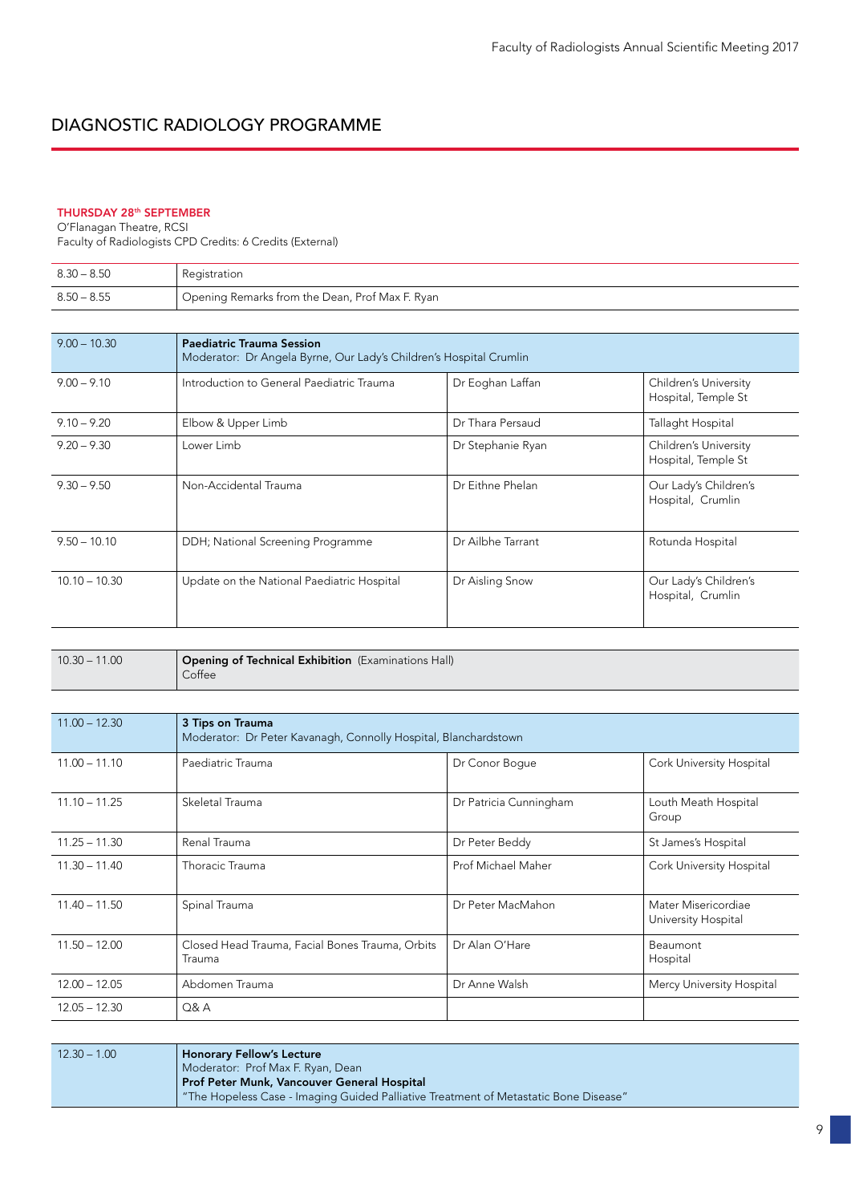# DIAGNOSTIC RADIOLOGY PROGRAMME

**THURSDAY 28th SEPTEMBER**
O'Flanagan Theatre, RCSI
Faculty of Radiologists CPD Credits: 6 Credits (External)

| | |
|---|---|
| 8.30 – 8.50 | Registration |
| 8.50 – 8.55 | Opening Remarks from the Dean, Prof Max F. Ryan |

| | | | |
|---|---|---|---|
| 9.00 – 10.30 | **Paediatric Trauma Session** Moderator: Dr Angela Byrne, Our Lady's Children's Hospital Crumlin | | |
| 9.00 – 9.10 | Introduction to General Paediatric Trauma | Dr Eoghan Laffan | Children's University Hospital, Temple St |
| 9.10 – 9.20 | Elbow & Upper Limb | Dr Thara Persaud | Tallaght Hospital |
| 9.20 – 9.30 | Lower Limb | Dr Stephanie Ryan | Children's University Hospital, Temple St |
| 9.30 – 9.50 | Non-Accidental Trauma | Dr Eithne Phelan | Our Lady's Children's Hospital, Crumlin |
| 9.50 – 10.10 | DDH; National Screening Programme | Dr Ailbhe Tarrant | Rotunda Hospital |
| 10.10 – 10.30 | Update on the National Paediatric Hospital | Dr Aisling Snow | Our Lady's Children's Hospital, Crumlin |

| | |
|---|---|
| 10.30 – 11.00 | **Opening of Technical Exhibition** (Examinations Hall) Coffee |

| | | | |
|---|---|---|---|
| 11.00 – 12.30 | **3 Tips on Trauma** Moderator: Dr Peter Kavanagh, Connolly Hospital, Blanchardstown | | |
| 11.00 – 11.10 | Paediatric Trauma | Dr Conor Bogue | Cork University Hospital |
| 11.10 – 11.25 | Skeletal Trauma | Dr Patricia Cunningham | Louth Meath Hospital Group |
| 11.25 – 11.30 | Renal Trauma | Dr Peter Beddy | St James's Hospital |
| 11.30 – 11.40 | Thoracic Trauma | Prof Michael Maher | Cork University Hospital |
| 11.40 – 11.50 | Spinal Trauma | Dr Peter MacMahon | Mater Misericordiae University Hospital |
| 11.50 – 12.00 | Closed Head Trauma, Facial Bones Trauma, Orbits Trauma | Dr Alan O'Hare | Beaumont Hospital |
| 12.00 – 12.05 | Abdomen Trauma | Dr Anne Walsh | Mercy University Hospital |
| 12.05 – 12.30 | Q& A | | |

| | |
|---|---|
| 12.30 – 1.00 | **Honorary Fellow's Lecture** Moderator: Prof Max F. Ryan, Dean **Prof Peter Munk, Vancouver General Hospital** "The Hopeless Case - Imaging Guided Palliative Treatment of Metastatic Bone Disease" |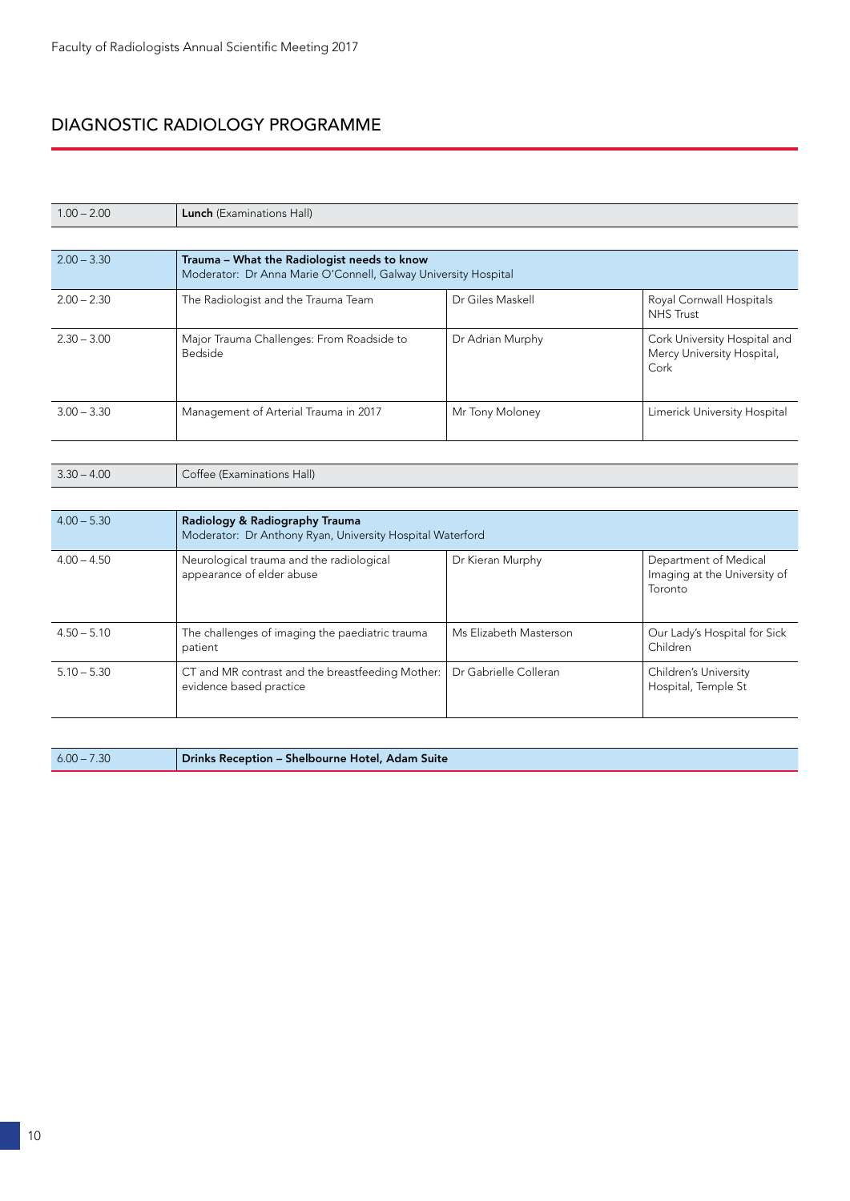## DIAGNOSTIC RADIOLOGY PROGRAMME

| | | | |
|---|---|---|---|
| 1.00 – 2.00 | **Lunch** (Examinations Hall) | | |
| 2.00 – 3.30 | **Trauma – What the Radiologist needs to know**<br>Moderator: Dr Anna Marie O'Connell, Galway University Hospital | | |
| 2.00 – 2.30 | The Radiologist and the Trauma Team | Dr Giles Maskell | Royal Cornwall Hospitals NHS Trust |
| 2.30 – 3.00 | Major Trauma Challenges: From Roadside to Bedside | Dr Adrian Murphy | Cork University Hospital and Mercy University Hospital, Cork |
| 3.00 – 3.30 | Management of Arterial Trauma in 2017 | Mr Tony Moloney | Limerick University Hospital |
| 3.30 – 4.00 | Coffee (Examinations Hall) | | |
| 4.00 – 5.30 | **Radiology & Radiography Trauma**<br>Moderator: Dr Anthony Ryan, University Hospital Waterford | | |
| 4.00 – 4.50 | Neurological trauma and the radiological appearance of elder abuse | Dr Kieran Murphy | Department of Medical Imaging at the University of Toronto |
| 4.50 – 5.10 | The challenges of imaging the paediatric trauma patient | Ms Elizabeth Masterson | Our Lady's Hospital for Sick Children |
| 5.10 – 5.30 | CT and MR contrast and the breastfeeding Mother: evidence based practice | Dr Gabrielle Colleran | Children's University Hospital, Temple St |
| 6.00 – 7.30 | **Drinks Reception – Shelbourne Hotel, Adam Suite** | | |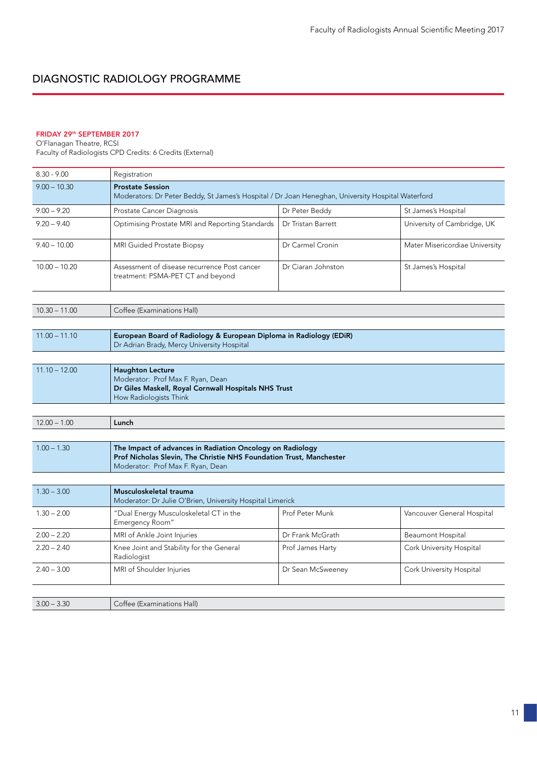# DIAGNOSTIC RADIOLOGY PROGRAMME

**FRIDAY 29th SEPTEMBER 2017**
O'Flanagan Theatre, RCSI
Faculty of Radiologists CPD Credits: 6 Credits (External)

| | | | |
|---|---|---|---|
| 8.30 - 9.00 | Registration | | |
| 9.00 – 10.30 | **Prostate Session**<br>Moderators: Dr Peter Beddy, St James's Hospital / Dr Joan Heneghan, University Hospital Waterford | | |
| 9.00 – 9.20 | Prostate Cancer Diagnosis | Dr Peter Beddy | St James's Hospital |
| 9.20 – 9.40 | Optimising Prostate MRI and Reporting Standards | Dr Tristan Barrett | University of Cambridge, UK |
| 9.40 – 10.00 | MRI Guided Prostate Biopsy | Dr Carmel Cronin | Mater Misericordiae University |
| 10.00 – 10.20 | Assessment of disease recurrence Post cancer treatment: PSMA-PET CT and beyond | Dr Ciaran Johnston | St James's Hospital |

| | |
|---|---|
| 10.30 – 11.00 | Coffee (Examinations Hall) |

| | |
|---|---|
| 11.00 – 11.10 | **European Board of Radiology & European Diploma in Radiology (EDiR)**<br>Dr Adrian Brady, Mercy University Hospital |

| | |
|---|---|
| 11.10 – 12.00 | **Haughton Lecture**<br>Moderator: Prof Max F. Ryan, Dean<br>**Dr Giles Maskell, Royal Cornwall Hospitals NHS Trust**<br>How Radiologists Think |

| | |
|---|---|
| 12.00 – 1.00 | **Lunch** |

| | |
|---|---|
| 1.00 – 1.30 | **The Impact of advances in Radiation Oncology on Radiology**<br>**Prof Nicholas Slevin, The Christie NHS Foundation Trust, Manchester**<br>Moderator: Prof Max F. Ryan, Dean |

| | | | |
|---|---|---|---|
| 1.30 – 3.00 | **Musculoskeletal trauma**<br>Moderator: Dr Julie O'Brien, University Hospital Limerick | | |
| 1.30 – 2.00 | "Dual Energy Musculoskeletal CT in the Emergency Room" | Prof Peter Munk | Vancouver General Hospital |
| 2.00 – 2.20 | MRI of Ankle Joint Injuries | Dr Frank McGrath | Beaumont Hospital |
| 2.20 – 2.40 | Knee Joint and Stability for the General Radiologist | Prof James Harty | Cork University Hospital |
| 2.40 – 3.00 | MRI of Shoulder Injuries | Dr Sean McSweeney | Cork University Hospital |

| | |
|---|---|
| 3.00 – 3.30 | Coffee (Examinations Hall) |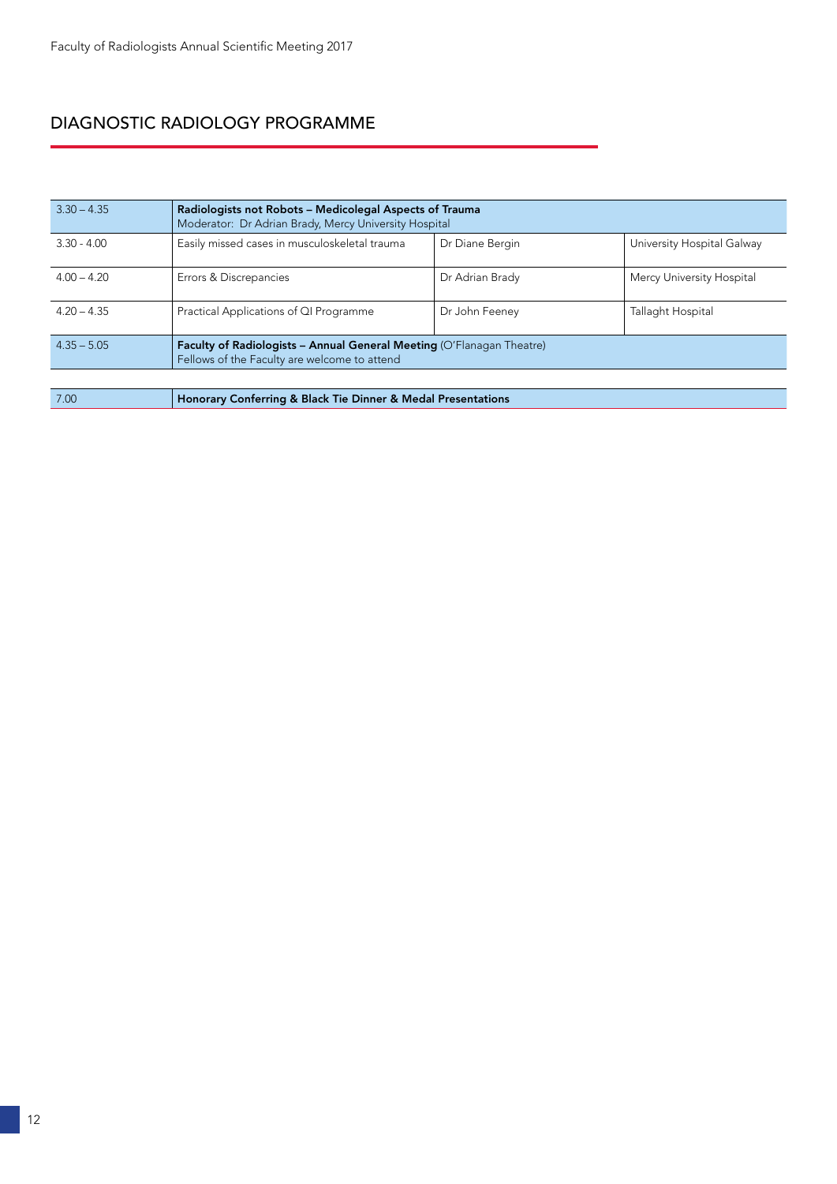## DIAGNOSTIC RADIOLOGY PROGRAMME

| | | | |
|---|---|---|---|
| 3.30 – 4.35 | **Radiologists not Robots – Medicolegal Aspects of Trauma**<br>Moderator: Dr Adrian Brady, Mercy University Hospital | | |
| 3.30 - 4.00 | Easily missed cases in musculoskeletal trauma | Dr Diane Bergin | University Hospital Galway |
| 4.00 – 4.20 | Errors & Discrepancies | Dr Adrian Brady | Mercy University Hospital |
| 4.20 – 4.35 | Practical Applications of QI Programme | Dr John Feeney | Tallaght Hospital |
| 4.35 – 5.05 | **Faculty of Radiologists – Annual General Meeting** (O'Flanagan Theatre)<br>Fellows of the Faculty are welcome to attend | | |
| 7.00 | **Honorary Conferring & Black Tie Dinner & Medal Presentations** | | |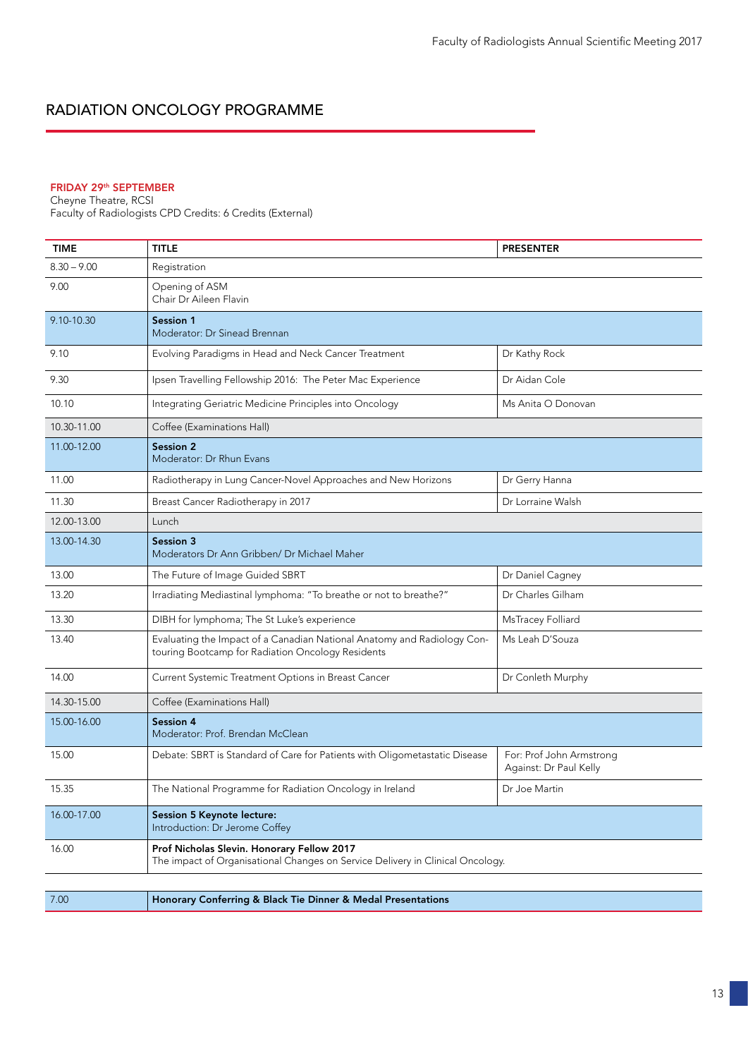# RADIATION ONCOLOGY PROGRAMME

**FRIDAY 29th SEPTEMBER**
Cheyne Theatre, RCSI
Faculty of Radiologists CPD Credits: 6 Credits (External)

| TIME | TITLE | PRESENTER |
|---|---|---|
| 8.30 – 9.00 | Registration | |
| 9.00 | Opening of ASM<br>Chair Dr Aileen Flavin | |
| 9.10-10.30 | **Session 1**<br>Moderator: Dr Sinead Brennan | |
| 9.10 | Evolving Paradigms in Head and Neck Cancer Treatment | Dr Kathy Rock |
| 9.30 | Ipsen Travelling Fellowship 2016: The Peter Mac Experience | Dr Aidan Cole |
| 10.10 | Integrating Geriatric Medicine Principles into Oncology | Ms Anita O Donovan |
| 10.30-11.00 | Coffee (Examinations Hall) | |
| 11.00-12.00 | **Session 2**<br>Moderator: Dr Rhun Evans | |
| 11.00 | Radiotherapy in Lung Cancer-Novel Approaches and New Horizons | Dr Gerry Hanna |
| 11.30 | Breast Cancer Radiotherapy in 2017 | Dr Lorraine Walsh |
| 12.00-13.00 | Lunch | |
| 13.00-14.30 | **Session 3**<br>Moderators Dr Ann Gribben/ Dr Michael Maher | |
| 13.00 | The Future of Image Guided SBRT | Dr Daniel Cagney |
| 13.20 | Irradiating Mediastinal lymphoma: "To breathe or not to breathe?" | Dr Charles Gilham |
| 13.30 | DIBH for lymphoma; The St Luke's experience | MsTracey Folliard |
| 13.40 | Evaluating the Impact of a Canadian National Anatomy and Radiology Contouring Bootcamp for Radiation Oncology Residents | Ms Leah D'Souza |
| 14.00 | Current Systemic Treatment Options in Breast Cancer | Dr Conleth Murphy |
| 14.30-15.00 | Coffee (Examinations Hall) | |
| 15.00-16.00 | **Session 4**<br>Moderator: Prof. Brendan McClean | |
| 15.00 | Debate: SBRT is Standard of Care for Patients with Oligometastatic Disease | For: Prof John Armstrong<br>Against: Dr Paul Kelly |
| 15.35 | The National Programme for Radiation Oncology in Ireland | Dr Joe Martin |
| 16.00-17.00 | **Session 5 Keynote lecture:**<br>Introduction: Dr Jerome Coffey | |
| 16.00 | **Prof Nicholas Slevin. Honorary Fellow 2017**<br>The impact of Organisational Changes on Service Delivery in Clinical Oncology. | |
| 7.00 | **Honorary Conferring & Black Tie Dinner & Medal Presentations** | |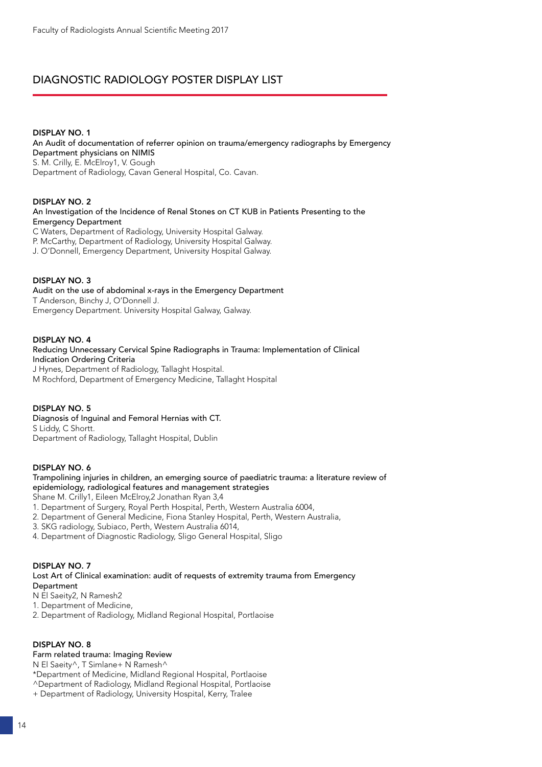## DIAGNOSTIC RADIOLOGY POSTER DISPLAY LIST

**DISPLAY NO. 1**
An Audit of documentation of referrer opinion on trauma/emergency radiographs by Emergency Department physicians on NIMIS
S. M. Crilly, E. McElroy[1], V. Gough
Department of Radiology, Cavan General Hospital, Co. Cavan.

**DISPLAY NO. 2**
An Investigation of the Incidence of Renal Stones on CT KUB in Patients Presenting to the Emergency Department
C Waters, Department of Radiology, University Hospital Galway.
P. McCarthy, Department of Radiology, University Hospital Galway.
J. O'Donnell, Emergency Department, University Hospital Galway.

**DISPLAY NO. 3**
Audit on the use of abdominal x-rays in the Emergency Department
T Anderson, Binchy J, O'Donnell J.
Emergency Department. University Hospital Galway, Galway.

**DISPLAY NO. 4**
Reducing Unnecessary Cervical Spine Radiographs in Trauma: Implementation of Clinical Indication Ordering Criteria
J Hynes, Department of Radiology, Tallaght Hospital.
M Rochford, Department of Emergency Medicine, Tallaght Hospital

**DISPLAY NO. 5**
Diagnosis of Inguinal and Femoral Hernias with CT.
S Liddy, C Shortt.
Department of Radiology, Tallaght Hospital, Dublin

**DISPLAY NO. 6**
Trampolining injuries in children, an emerging source of paediatric trauma: a literature review of epidemiology, radiological features and management strategies
Shane M. Crilly[1], Eileen McElroy,[2] Jonathan Ryan [3,4]
1. Department of Surgery, Royal Perth Hospital, Perth, Western Australia 6004,
2. Department of General Medicine, Fiona Stanley Hospital, Perth, Western Australia,
3. SKG radiology, Subiaco, Perth, Western Australia 6014,
4. Department of Diagnostic Radiology, Sligo General Hospital, Sligo

**DISPLAY NO. 7**
Lost Art of Clinical examination: audit of requests of extremity trauma from Emergency Department
N El Saeity[2], N Ramesh[2]
1. Department of Medicine,
2. Department of Radiology, Midland Regional Hospital, Portlaoise

**DISPLAY NO. 8**
Farm related trauma: Imaging Review
N El Saeity^, T Simlane+ N Ramesh^
*Department of Medicine, Midland Regional Hospital, Portlaoise
^Department of Radiology, Midland Regional Hospital, Portlaoise
+ Department of Radiology, University Hospital, Kerry, Tralee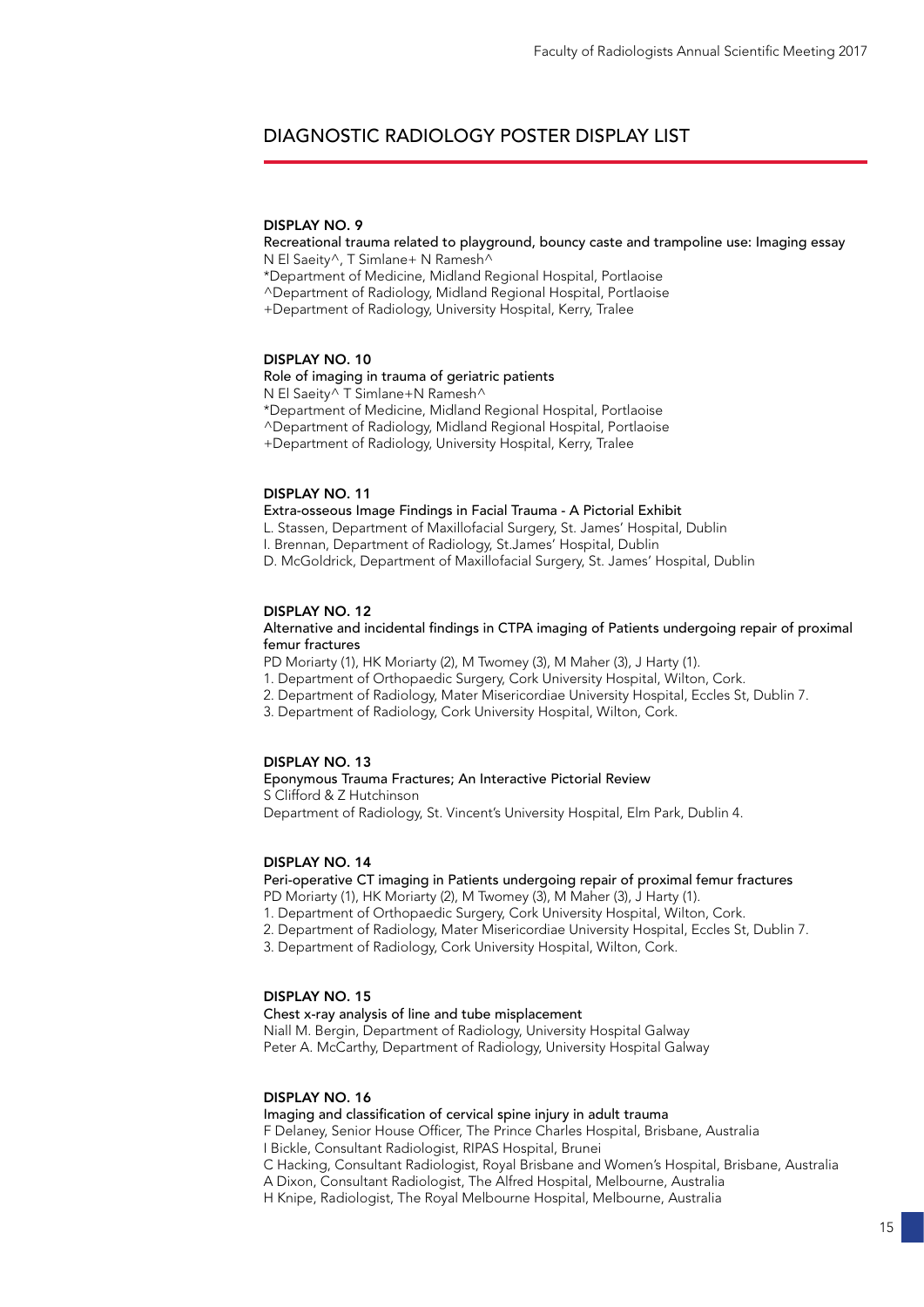## DIAGNOSTIC RADIOLOGY POSTER DISPLAY LIST

### DISPLAY NO. 9

Recreational trauma related to playground, bouncy caste and trampoline use: Imaging essay
N El Saeity^, T Simlane+ N Ramesh^
*Department of Medicine, Midland Regional Hospital, Portlaoise
^Department of Radiology, Midland Regional Hospital, Portlaoise
+Department of Radiology, University Hospital, Kerry, Tralee

### DISPLAY NO. 10

Role of imaging in trauma of geriatric patients
N El Saeity^ T Simlane+N Ramesh^
*Department of Medicine, Midland Regional Hospital, Portlaoise
^Department of Radiology, Midland Regional Hospital, Portlaoise
+Department of Radiology, University Hospital, Kerry, Tralee

### DISPLAY NO. 11

Extra-osseous Image Findings in Facial Trauma - A Pictorial Exhibit
L. Stassen, Department of Maxillofacial Surgery, St. James' Hospital, Dublin
I. Brennan, Department of Radiology, St.James' Hospital, Dublin
D. McGoldrick, Department of Maxillofacial Surgery, St. James' Hospital, Dublin

### DISPLAY NO. 12

Alternative and incidental findings in CTPA imaging of Patients undergoing repair of proximal femur fractures
PD Moriarty (1), HK Moriarty (2), M Twomey (3), M Maher (3), J Harty (1).
1. Department of Orthopaedic Surgery, Cork University Hospital, Wilton, Cork.
2. Department of Radiology, Mater Misericordiae University Hospital, Eccles St, Dublin 7.
3. Department of Radiology, Cork University Hospital, Wilton, Cork.

### DISPLAY NO. 13

Eponymous Trauma Fractures; An Interactive Pictorial Review
S Clifford & Z Hutchinson
Department of Radiology, St. Vincent's University Hospital, Elm Park, Dublin 4.

### DISPLAY NO. 14

Peri-operative CT imaging in Patients undergoing repair of proximal femur fractures
PD Moriarty (1), HK Moriarty (2), M Twomey (3), M Maher (3), J Harty (1).
1. Department of Orthopaedic Surgery, Cork University Hospital, Wilton, Cork.
2. Department of Radiology, Mater Misericordiae University Hospital, Eccles St, Dublin 7.
3. Department of Radiology, Cork University Hospital, Wilton, Cork.

### DISPLAY NO. 15

Chest x-ray analysis of line and tube misplacement
Niall M. Bergin, Department of Radiology, University Hospital Galway
Peter A. McCarthy, Department of Radiology, University Hospital Galway

### DISPLAY NO. 16

Imaging and classification of cervical spine injury in adult trauma
F Delaney, Senior House Officer, The Prince Charles Hospital, Brisbane, Australia
I Bickle, Consultant Radiologist, RIPAS Hospital, Brunei
C Hacking, Consultant Radiologist, Royal Brisbane and Women's Hospital, Brisbane, Australia
A Dixon, Consultant Radiologist, The Alfred Hospital, Melbourne, Australia
H Knipe, Radiologist, The Royal Melbourne Hospital, Melbourne, Australia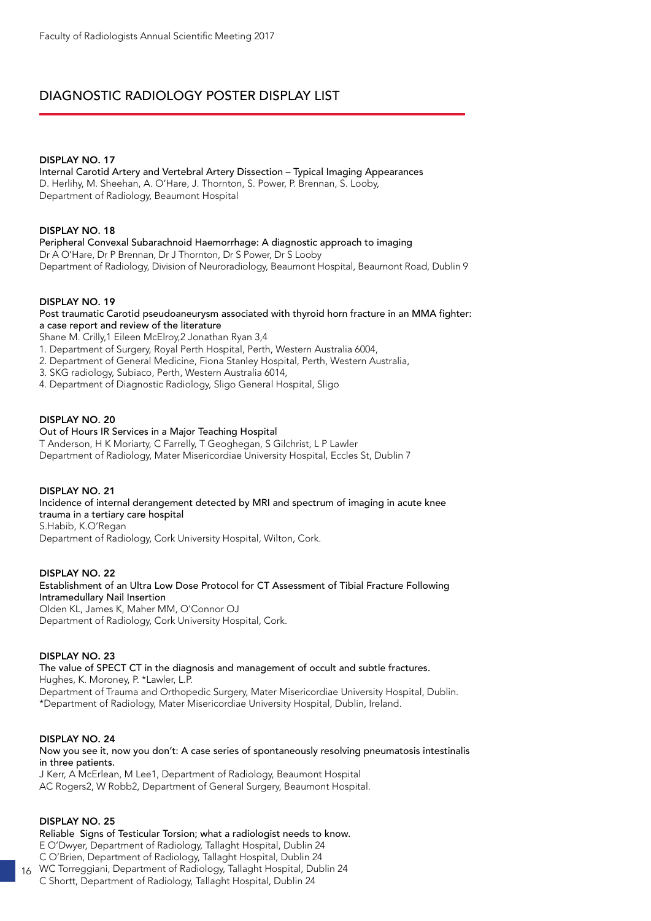## DIAGNOSTIC RADIOLOGY POSTER DISPLAY LIST

### DISPLAY NO. 17

Internal Carotid Artery and Vertebral Artery Dissection – Typical Imaging Appearances

D. Herlihy, M. Sheehan, A. O'Hare, J. Thornton, S. Power, P. Brennan, S. Looby,
Department of Radiology, Beaumont Hospital

### DISPLAY NO. 18

Peripheral Convexal Subarachnoid Haemorrhage: A diagnostic approach to imaging

Dr A O'Hare, Dr P Brennan, Dr J Thornton, Dr S Power, Dr S Looby
Department of Radiology, Division of Neuroradiology, Beaumont Hospital, Beaumont Road, Dublin 9

### DISPLAY NO. 19

Post traumatic Carotid pseudoaneurysm associated with thyroid horn fracture in an MMA fighter: a case report and review of the literature

Shane M. Crilly,1 Eileen McElroy,2 Jonathan Ryan 3,4

1. Department of Surgery, Royal Perth Hospital, Perth, Western Australia 6004,
2. Department of General Medicine, Fiona Stanley Hospital, Perth, Western Australia,
3. SKG radiology, Subiaco, Perth, Western Australia 6014,
4. Department of Diagnostic Radiology, Sligo General Hospital, Sligo

### DISPLAY NO. 20

Out of Hours IR Services in a Major Teaching Hospital

T Anderson, H K Moriarty, C Farrelly, T Geoghegan, S Gilchrist, L P Lawler
Department of Radiology, Mater Misericordiae University Hospital, Eccles St, Dublin 7

### DISPLAY NO. 21

Incidence of internal derangement detected by MRI and spectrum of imaging in acute knee trauma in a tertiary care hospital

S.Habib, K.O'Regan
Department of Radiology, Cork University Hospital, Wilton, Cork.

### DISPLAY NO. 22

Establishment of an Ultra Low Dose Protocol for CT Assessment of Tibial Fracture Following Intramedullary Nail Insertion

Olden KL, James K, Maher MM, O'Connor OJ
Department of Radiology, Cork University Hospital, Cork.

### DISPLAY NO. 23

The value of SPECT CT in the diagnosis and management of occult and subtle fractures.

Hughes, K. Moroney, P. *Lawler, L.P.
Department of Trauma and Orthopedic Surgery, Mater Misericordiae University Hospital, Dublin.
*Department of Radiology, Mater Misericordiae University Hospital, Dublin, Ireland.

### DISPLAY NO. 24

Now you see it, now you don't: A case series of spontaneously resolving pneumatosis intestinalis in three patients.

J Kerr, A McErlean, M Lee1, Department of Radiology, Beaumont Hospital
AC Rogers2, W Robb2, Department of General Surgery, Beaumont Hospital.

### DISPLAY NO. 25

Reliable Signs of Testicular Torsion; what a radiologist needs to know.

E O'Dwyer, Department of Radiology, Tallaght Hospital, Dublin 24
C O'Brien, Department of Radiology, Tallaght Hospital, Dublin 24
WC Torreggiani, Department of Radiology, Tallaght Hospital, Dublin 24
C Shortt, Department of Radiology, Tallaght Hospital, Dublin 24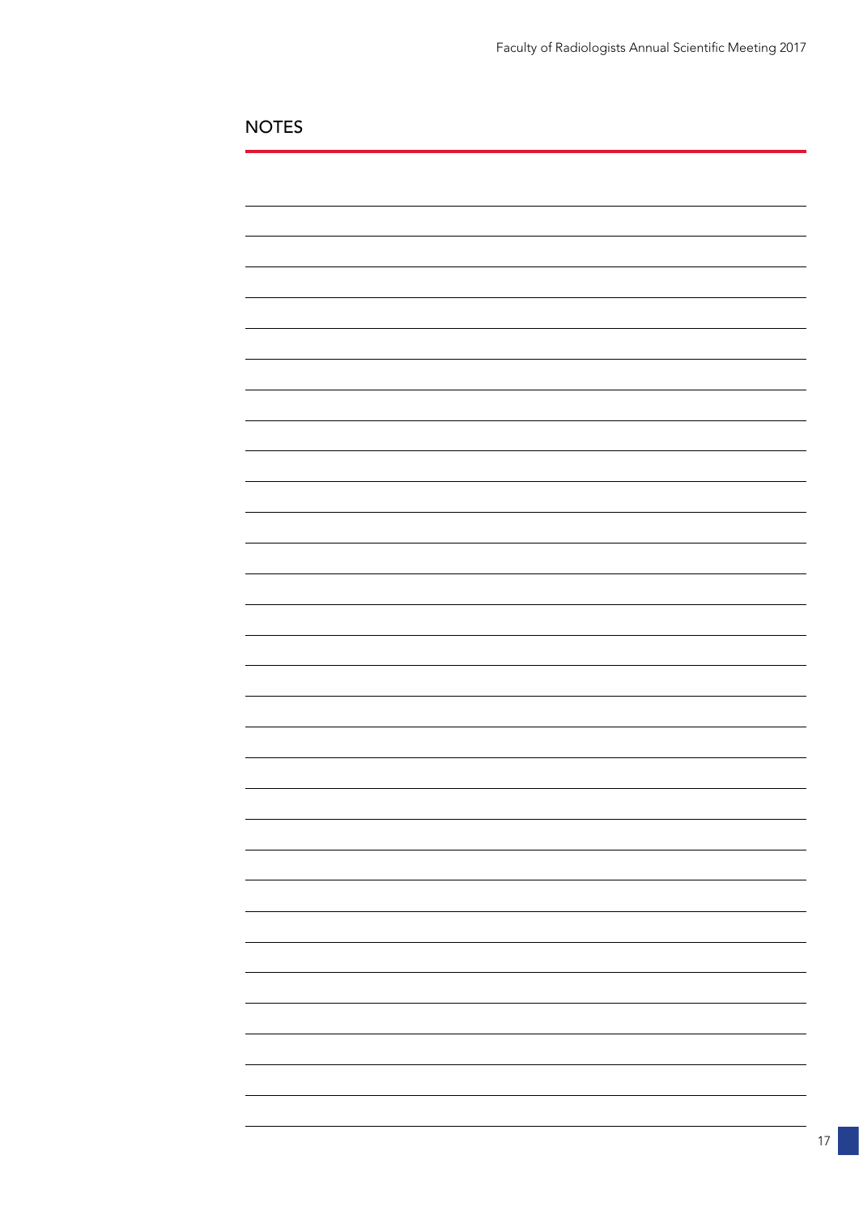## NOTES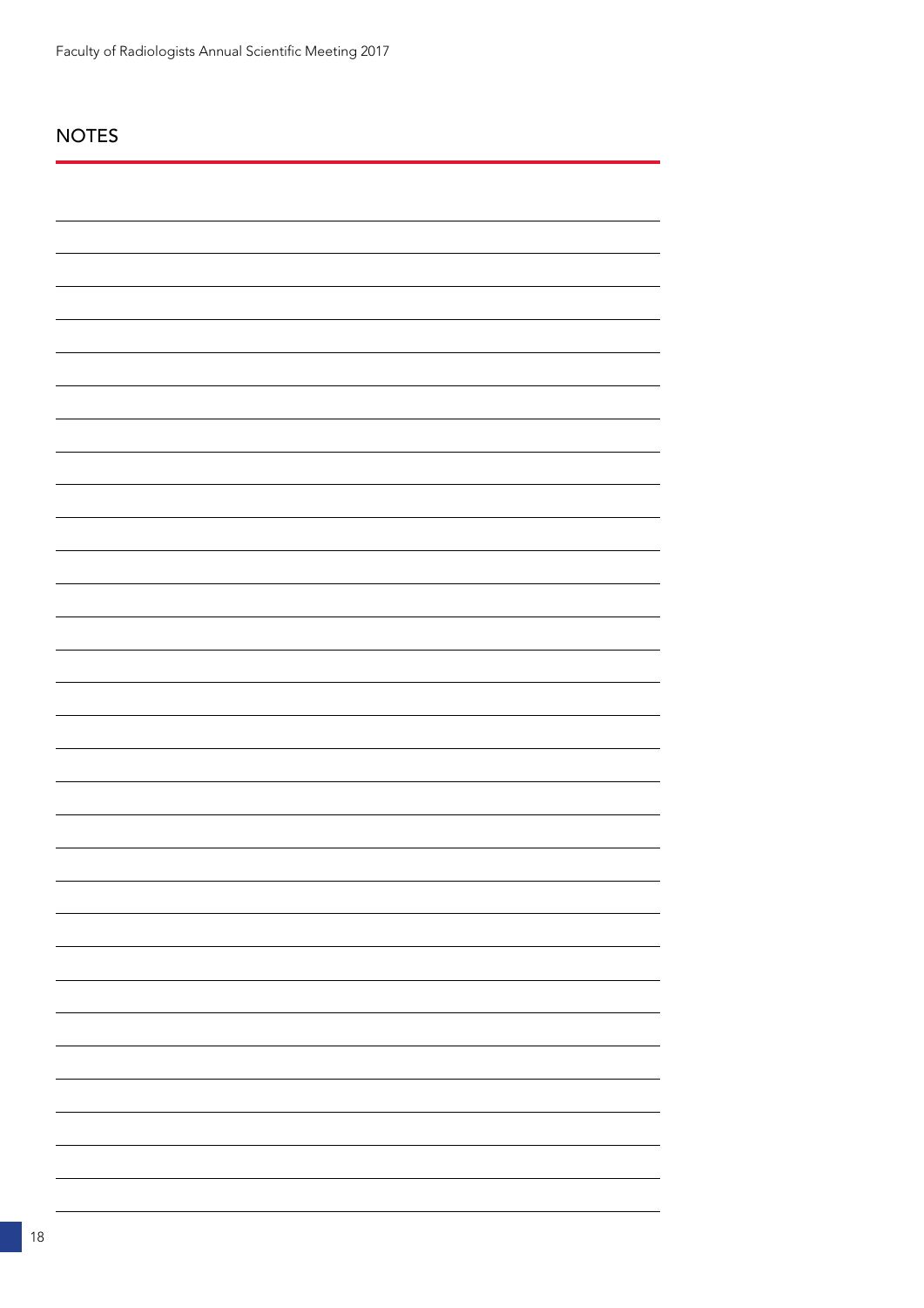## NOTES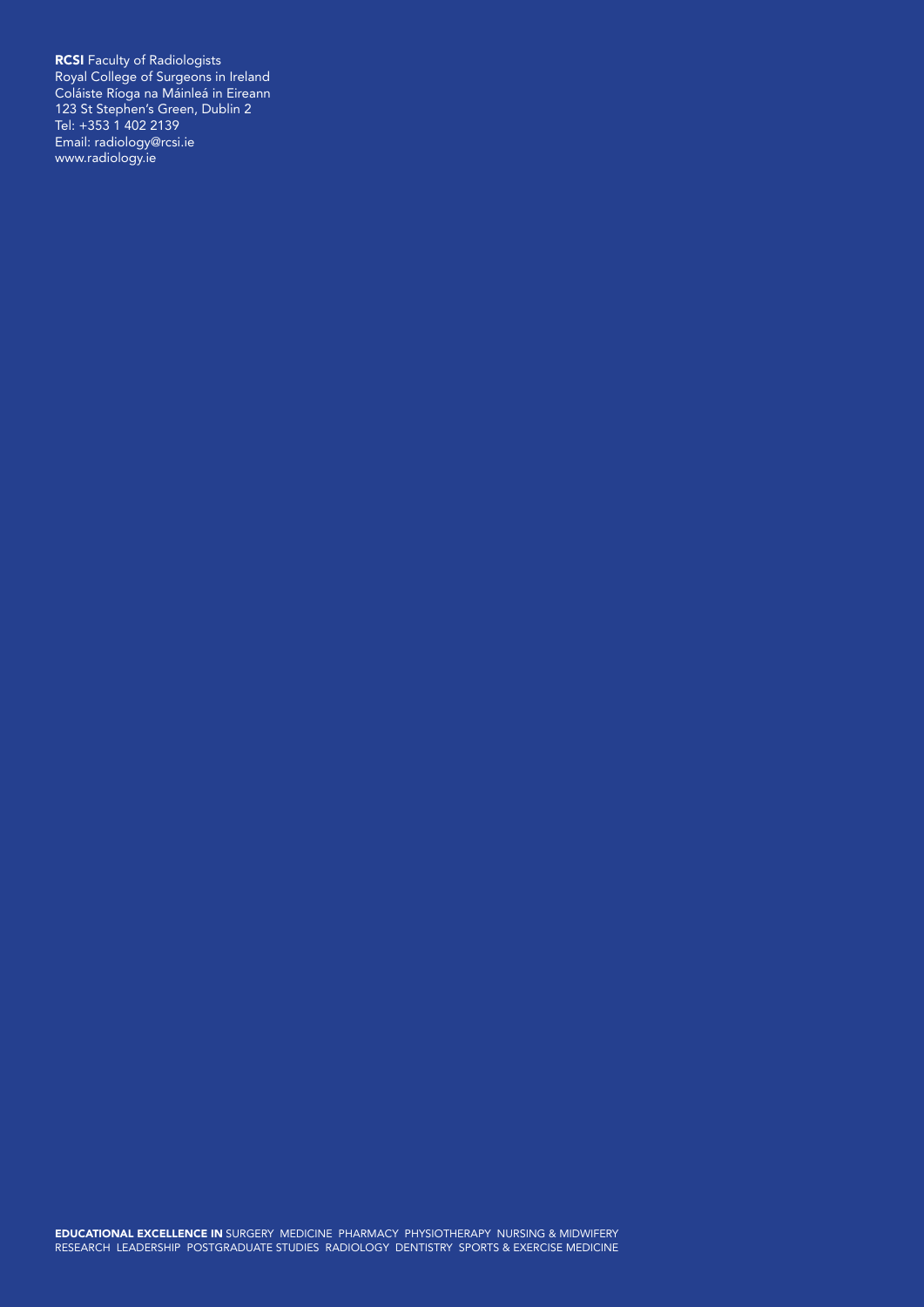**RCSI** Faculty of Radiologists
Royal College of Surgeons in Ireland
Coláiste Ríoga na Máinleá in Eireann
123 St Stephen's Green, Dublin 2
Tel: +353 1 402 2139
Email: radiology@rcsi.ie
www.radiology.ie

**EDUCATIONAL EXCELLENCE IN** SURGERY MEDICINE PHARMACY PHYSIOTHERAPY NURSING & MIDWIFERY RESEARCH LEADERSHIP POSTGRADUATE STUDIES RADIOLOGY DENTISTRY SPORTS & EXERCISE MEDICINE